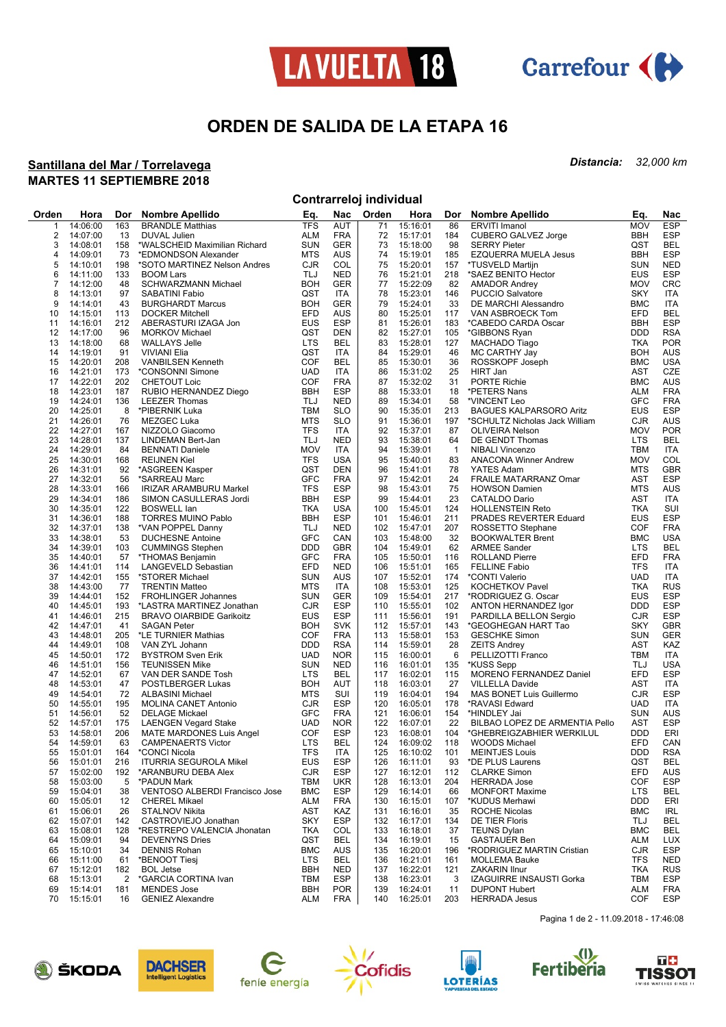LA VUELTA 18 Carrefour

# ORDEN DE SALIDA DE LA ETAPA 16

**Santillana del Mar / Torrelavega** *Distancia:* *32,000 km*

**MARTES 11 SEPTIEMBRE 2018**

## Contrarreloj individual

| Orden | Hora | Dor | Nombre Apellido | Eq. | Nac | Orden | Hora | Dor | Nombre Apellido | Eq. | Nac |
|---|---|---|---|---|---|---|---|---|---|---|---|
| 1 | 14:06:00 | 163 | BRANDLE Matthias | TFS | AUT | 71 | 15:16:01 | 86 | ERVITI Imanol | MOV | ESP |
| 2 | 14:07:00 | 13 | DUVAL Julien | ALM | FRA | 72 | 15:17:01 | 184 | CUBERO GALVEZ Jorge | BBH | ESP |
| 3 | 14:08:01 | 158 | *WALSCHEID Maximilian Richard | SUN | GER | 73 | 15:18:00 | 98 | SERRY Pieter | QST | BEL |
| 4 | 14:09:01 | 73 | *EDMONDSON Alexander | MTS | AUS | 74 | 15:19:01 | 185 | EZQUERRA MUELA Jesus | BBH | ESP |
| 5 | 14:10:01 | 198 | *SOTO MARTINEZ Nelson Andres | CJR | COL | 75 | 15:20:01 | 157 | *TUSVELD Martijn | SUN | NED |
| 6 | 14:11:00 | 133 | BOOM Lars | TLJ | NED | 76 | 15:21:01 | 218 | *SAEZ BENITO Hector | EUS | ESP |
| 7 | 14:12:00 | 48 | SCHWARZMANN Michael | BOH | GER | 77 | 15:22:09 | 82 | AMADOR Andrey | MOV | CRC |
| 8 | 14:13:01 | 97 | SABATINI Fabio | QST | ITA | 78 | 15:23:01 | 146 | PUCCIO Salvatore | SKY | ITA |
| 9 | 14:14:01 | 43 | BURGHARDT Marcus | BOH | GER | 79 | 15:24:01 | 33 | DE MARCHI Alessandro | BMC | ITA |
| 10 | 14:15:01 | 113 | DOCKER Mitchell | EFD | AUS | 80 | 15:25:01 | 117 | VAN ASBROECK Tom | EFD | BEL |
| 11 | 14:16:01 | 212 | ABERASTURI IZAGA Jon | EUS | ESP | 81 | 15:26:01 | 183 | *CABEDO CARDA Oscar | BBH | ESP |
| 12 | 14:17:00 | 96 | MORKOV Michael | QST | DEN | 82 | 15:27:01 | 105 | *GIBBONS Ryan | DDD | RSA |
| 13 | 14:18:00 | 68 | WALLAYS Jelle | LTS | BEL | 83 | 15:28:01 | 127 | MACHADO Tiago | TKA | POR |
| 14 | 14:19:01 | 91 | VIVIANI Elia | QST | ITA | 84 | 15:29:01 | 46 | MC CARTHY Jay | BOH | AUS |
| 15 | 14:20:01 | 208 | VANBILSEN Kenneth | COF | BEL | 85 | 15:30:01 | 36 | ROSSKOPF Joseph | BMC | USA |
| 16 | 14:21:01 | 173 | *CONSONNI Simone | UAD | ITA | 86 | 15:31:02 | 25 | HIRT Jan | AST | CZE |
| 17 | 14:22:01 | 202 | CHETOUT Loic | COF | FRA | 87 | 15:32:02 | 31 | PORTE Richie | BMC | AUS |
| 18 | 14:23:01 | 187 | RUBIO HERNANDEZ Diego | BBH | ESP | 88 | 15:33:01 | 18 | *PETERS Nans | ALM | FRA |
| 19 | 14:24:01 | 136 | LEEZER Thomas | TLJ | NED | 89 | 15:34:01 | 58 | *VINCENT Leo | GFC | FRA |
| 20 | 14:25:01 | 8 | *PIBERNIK Luka | TBM | SLO | 90 | 15:35:01 | 213 | BAGUES KALPARSORO Aritz | EUS | ESP |
| 21 | 14:26:01 | 76 | MEZGEC Luka | MTS | SLO | 91 | 15:36:01 | 197 | *SCHULTZ Nicholas Jack William | CJR | AUS |
| 22 | 14:27:01 | 167 | NIZZOLO Giacomo | TFS | ITA | 92 | 15:37:01 | 87 | OLIVEIRA Nelson | MOV | POR |
| 23 | 14:28:01 | 137 | LINDEMAN Bert-Jan | TLJ | NED | 93 | 15:38:01 | 64 | DE GENDT Thomas | LTS | BEL |
| 24 | 14:29:01 | 84 | BENNATI Daniele | MOV | ITA | 94 | 15:39:01 | 1 | NIBALI Vincenzo | TBM | ITA |
| 25 | 14:30:01 | 168 | REIJNEN Kiel | TFS | USA | 95 | 15:40:01 | 83 | ANACONA Winner Andrew | MOV | COL |
| 26 | 14:31:01 | 92 | *ASGREEN Kasper | QST | DEN | 96 | 15:41:01 | 78 | YATES Adam | MTS | GBR |
| 27 | 14:32:01 | 56 | *SARREAU Marc | GFC | FRA | 97 | 15:42:01 | 24 | FRAILE MATARRANZ Omar | AST | ESP |
| 28 | 14:33:01 | 166 | IRIZAR ARAMBURU Markel | TFS | ESP | 98 | 15:43:01 | 75 | HOWSON Damien | MTS | AUS |
| 29 | 14:34:01 | 186 | SIMON CASULLERAS Jordi | BBH | ESP | 99 | 15:44:01 | 23 | CATALDO Dario | AST | ITA |
| 30 | 14:35:01 | 122 | BOSWELL Ian | TKA | USA | 100 | 15:45:01 | 124 | HOLLENSTEIN Reto | TKA | SUI |
| 31 | 14:36:01 | 188 | TORRES MUINO Pablo | BBH | ESP | 101 | 15:46:01 | 211 | PRADES REVERTER Eduard | EUS | ESP |
| 32 | 14:37:01 | 138 | *VAN POPPEL Danny | TLJ | NED | 102 | 15:47:01 | 207 | ROSSETTO Stephane | COF | FRA |
| 33 | 14:38:01 | 53 | DUCHESNE Antoine | GFC | CAN | 103 | 15:48:00 | 32 | BOOKWALTER Brent | BMC | USA |
| 34 | 14:39:01 | 103 | CUMMINGS Stephen | DDD | GBR | 104 | 15:49:01 | 62 | ARMEE Sander | LTS | BEL |
| 35 | 14:40:01 | 57 | *THOMAS Benjamin | GFC | FRA | 105 | 15:50:01 | 116 | ROLLAND Pierre | EFD | FRA |
| 36 | 14:41:01 | 114 | LANGEVELD Sebastian | EFD | NED | 106 | 15:51:01 | 165 | FELLINE Fabio | TFS | ITA |
| 37 | 14:42:01 | 155 | *STORER Michael | SUN | AUS | 107 | 15:52:01 | 174 | *CONTI Valerio | UAD | ITA |
| 38 | 14:43:00 | 77 | TRENTIN Matteo | MTS | ITA | 108 | 15:53:01 | 125 | KOCHETKOV Pavel | TKA | RUS |
| 39 | 14:44:01 | 152 | FROHLINGER Johannes | SUN | GER | 109 | 15:54:01 | 217 | *RODRIGUEZ G. Oscar | EUS | ESP |
| 40 | 14:45:01 | 193 | *LASTRA MARTINEZ Jonathan | CJR | ESP | 110 | 15:55:01 | 102 | ANTON HERNANDEZ Igor | DDD | ESP |
| 41 | 14:46:01 | 215 | BRAVO OIARBIDE Garikoitz | EUS | ESP | 111 | 15:56:01 | 191 | PARDILLA BELLON Sergio | CJR | ESP |
| 42 | 14:47:01 | 41 | SAGAN Peter | BOH | SVK | 112 | 15:57:01 | 143 | *GEOGHEGAN HART Tao | SKY | GBR |
| 43 | 14:48:01 | 205 | *LE TURNIER Mathias | COF | FRA | 113 | 15:58:01 | 153 | GESCHKE Simon | SUN | GER |
| 44 | 14:49:01 | 108 | VAN ZYL Johann | DDD | RSA | 114 | 15:59:01 | 28 | ZEITS Andrey | AST | KAZ |
| 45 | 14:50:01 | 172 | BYSTROM Sven Erik | UAD | NOR | 115 | 16:00:01 | 6 | PELLIZOTTI Franco | TBM | ITA |
| 46 | 14:51:01 | 156 | TEUNISSEN Mike | SUN | NED | 116 | 16:01:01 | 135 | *KUSS Sepp | TLJ | USA |
| 47 | 14:52:01 | 67 | VAN DER SANDE Tosh | LTS | BEL | 117 | 16:02:01 | 115 | MORENO FERNANDEZ Daniel | EFD | ESP |
| 48 | 14:53:01 | 47 | POSTLBERGER Lukas | BOH | AUT | 118 | 16:03:01 | 27 | VILLELLA Davide | AST | ITA |
| 49 | 14:54:01 | 72 | ALBASINI Michael | MTS | SUI | 119 | 16:04:01 | 194 | MAS BONET Luis Guillermo | CJR | ESP |
| 50 | 14:55:01 | 195 | MOLINA CANET Antonio | CJR | ESP | 120 | 16:05:01 | 178 | *RAVASI Edward | UAD | ITA |
| 51 | 14:56:01 | 52 | DELAGE Mickael | GFC | FRA | 121 | 16:06:01 | 154 | *HINDLEY Jai | SUN | AUS |
| 52 | 14:57:01 | 175 | LAENGEN Vegard Stake | UAD | NOR | 122 | 16:07:01 | 22 | BILBAO LOPEZ DE ARMENTIA Pello | AST | ESP |
| 53 | 14:58:01 | 206 | MATE MARDONES Luis Angel | COF | ESP | 123 | 16:08:01 | 104 | *GHEBREIGZABHIER WERKILUL | DDD | ERI |
| 54 | 14:59:01 | 63 | CAMPENAERTS Victor | LTS | BEL | 124 | 16:09:02 | 118 | WOODS Michael | EFD | CAN |
| 55 | 15:01:01 | 164 | *CONCI Nicola | TFS | ITA | 125 | 16:10:02 | 101 | MEINTJES Louis | DDD | RSA |
| 56 | 15:01:01 | 216 | ITURRIA SEGUROLA Mikel | EUS | ESP | 126 | 16:11:01 | 93 | *DE PLUS Laurens | QST | BEL |
| 57 | 15:02:00 | 192 | *ARANBURU DEBA Alex | CJR | ESP | 127 | 16:12:01 | 112 | CLARKE Simon | EFD | AUS |
| 58 | 15:03:00 | 5 | *PADUN Mark | TBM | UKR | 128 | 16:13:01 | 204 | HERRADA Jose | COF | ESP |
| 59 | 15:04:01 | 38 | VENTOSO ALBERDI Francisco Jose | BMC | ESP | 129 | 16:14:01 | 66 | MONFORT Maxime | LTS | BEL |
| 60 | 15:05:01 | 12 | CHEREL Mikael | ALM | FRA | 130 | 16:15:01 | 107 | *KUDUS Merhawi | DDD | ERI |
| 61 | 15:06:01 | 26 | STALNOV Nikita | AST | KAZ | 131 | 16:16:01 | 35 | ROCHE Nicolas | BMC | IRL |
| 62 | 15:07:01 | 142 | CASTROVIEJO Jonathan | SKY | ESP | 132 | 16:17:01 | 134 | DE TIER Floris | TLJ | BEL |
| 63 | 15:08:01 | 128 | *RESTREPO VALENCIA Jhonatan | TKA | COL | 133 | 16:18:01 | 37 | TEUNS Dylan | BMC | BEL |
| 64 | 15:09:01 | 94 | DEVENYNS Dries | QST | BEL | 134 | 16:19:01 | 15 | GASTAUER Ben | ALM | LUX |
| 65 | 15:10:01 | 34 | DENNIS Rohan | BMC | AUS | 135 | 16:20:01 | 196 | *RODRIGUEZ MARTIN Cristian | CJR | ESP |
| 66 | 15:11:00 | 61 | *BENOOT Tiesj | LTS | BEL | 136 | 16:21:01 | 161 | MOLLEMA Bauke | TFS | NED |
| 67 | 15:12:01 | 182 | BOL Jetse | BBH | NED | 137 | 16:22:01 | 121 | ZAKARIN Ilnur | TKA | RUS |
| 68 | 15:13:01 | 2 | *GARCIA CORTINA Ivan | TBM | ESP | 138 | 16:23:01 | 3 | IZAGUIRRE INSAUSTI Gorka | TBM | ESP |
| 69 | 15:14:01 | 181 | MENDES Jose | BBH | POR | 139 | 16:24:01 | 11 | DUPONT Hubert | ALM | FRA |
| 70 | 15:15:01 | 16 | GENIEZ Alexandre | ALM | FRA | 140 | 16:25:01 | 203 | HERRADA Jesus | COF | ESP |

Pagina 1 de 2 - 11.09.2018 - 17:46:08

ŠKODA · DACHSER Intelligent Logistics · fenie energia · Cofidis · LOTERÍAS Y APUESTAS DEL ESTADO · Fertiberia · TISSOT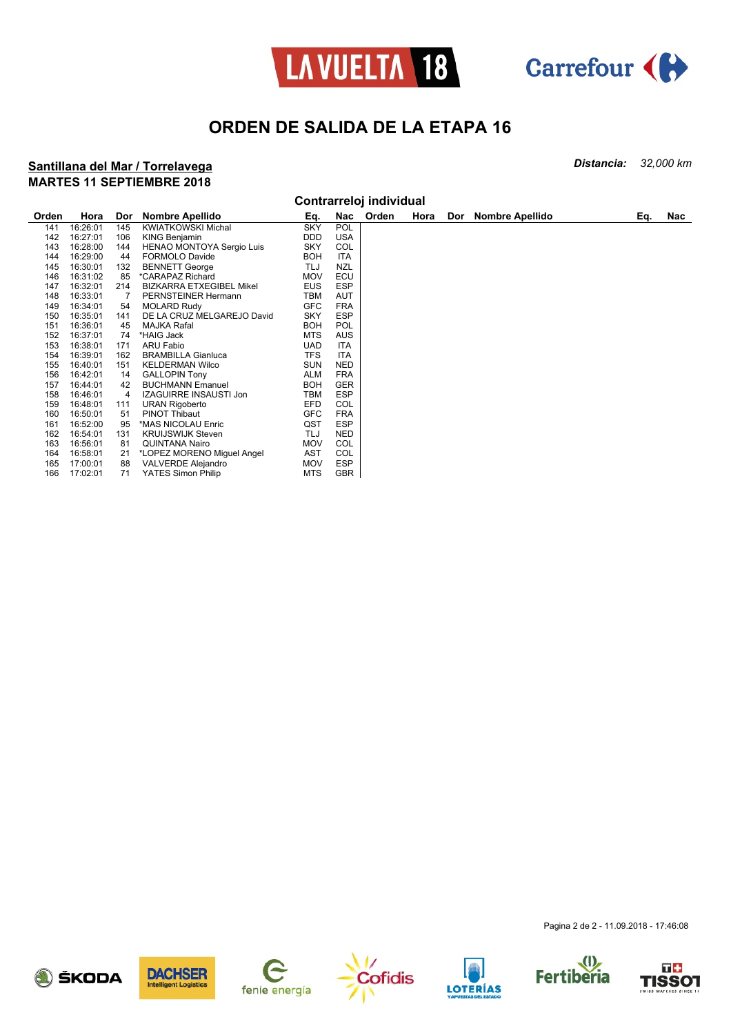# ORDEN DE SALIDA DE LA ETAPA 16

**Santillana del Mar / Torrelavega**
**MARTES 11 SEPTIEMBRE 2018**

***Distancia:*** *32,000 km*

## Contrarreloj individual

| Orden | Hora | Dor | Nombre Apellido | Eq. | Nac |
|---|---|---|---|---|---|
| 141 | 16:26:01 | 145 | KWIATKOWSKI Michal | SKY | POL |
| 142 | 16:27:01 | 106 | KING Benjamin | DDD | USA |
| 143 | 16:28:00 | 144 | HENAO MONTOYA Sergio Luis | SKY | COL |
| 144 | 16:29:00 | 44 | FORMOLO Davide | BOH | ITA |
| 145 | 16:30:01 | 132 | BENNETT George | TLJ | NZL |
| 146 | 16:31:02 | 85 | *CARAPAZ Richard | MOV | ECU |
| 147 | 16:32:01 | 214 | BIZKARRA ETXEGIBEL Mikel | EUS | ESP |
| 148 | 16:33:01 | 7 | PERNSTEINER Hermann | TBM | AUT |
| 149 | 16:34:01 | 54 | MOLARD Rudy | GFC | FRA |
| 150 | 16:35:01 | 141 | DE LA CRUZ MELGAREJO David | SKY | ESP |
| 151 | 16:36:01 | 45 | MAJKA Rafal | BOH | POL |
| 152 | 16:37:01 | 74 | *HAIG Jack | MTS | AUS |
| 153 | 16:38:01 | 171 | ARU Fabio | UAD | ITA |
| 154 | 16:39:01 | 162 | BRAMBILLA Gianluca | TFS | ITA |
| 155 | 16:40:01 | 151 | KELDERMAN Wilco | SUN | NED |
| 156 | 16:42:01 | 14 | GALLOPIN Tony | ALM | FRA |
| 157 | 16:44:01 | 42 | BUCHMANN Emanuel | BOH | GER |
| 158 | 16:46:01 | 4 | IZAGUIRRE INSAUSTI Jon | TBM | ESP |
| 159 | 16:48:01 | 111 | URAN Rigoberto | EFD | COL |
| 160 | 16:50:01 | 51 | PINOT Thibaut | GFC | FRA |
| 161 | 16:52:00 | 95 | *MAS NICOLAU Enric | QST | ESP |
| 162 | 16:54:01 | 131 | KRUIJSWIJK Steven | TLJ | NED |
| 163 | 16:56:01 | 81 | QUINTANA Nairo | MOV | COL |
| 164 | 16:58:01 | 21 | *LOPEZ MORENO Miguel Angel | AST | COL |
| 165 | 17:00:01 | 88 | VALVERDE Alejandro | MOV | ESP |
| 166 | 17:02:01 | 71 | YATES Simon Philip | MTS | GBR |

Pagina 2 de 2 - 11.09.2018 - 17:46:08